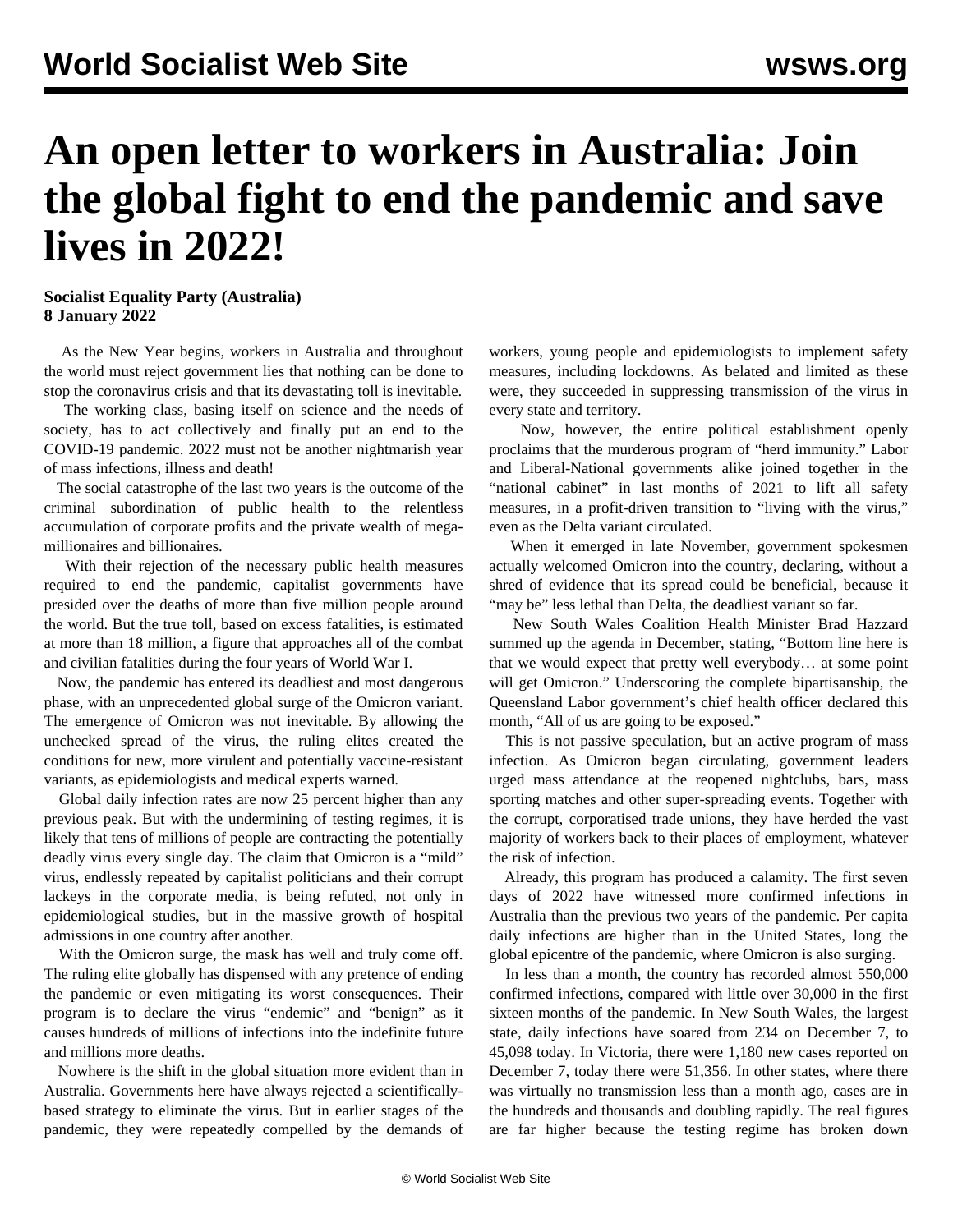# An open letter to workers in Australia: Join the global fight to end the pandemic and save lives in 2022!

**Socialist Equality Party (Australia)**
**8 January 2022**

As the New Year begins, workers in Australia and throughout the world must reject government lies that nothing can be done to stop the coronavirus crisis and that its devastating toll is inevitable.

The working class, basing itself on science and the needs of society, has to act collectively and finally put an end to the COVID-19 pandemic. 2022 must not be another nightmarish year of mass infections, illness and death!

The social catastrophe of the last two years is the outcome of the criminal subordination of public health to the relentless accumulation of corporate profits and the private wealth of mega-millionaires and billionaires.

With their rejection of the necessary public health measures required to end the pandemic, capitalist governments have presided over the deaths of more than five million people around the world. But the true toll, based on excess fatalities, is estimated at more than 18 million, a figure that approaches all of the combat and civilian fatalities during the four years of World War I.

Now, the pandemic has entered its deadliest and most dangerous phase, with an unprecedented global surge of the Omicron variant. The emergence of Omicron was not inevitable. By allowing the unchecked spread of the virus, the ruling elites created the conditions for new, more virulent and potentially vaccine-resistant variants, as epidemiologists and medical experts warned.

Global daily infection rates are now 25 percent higher than any previous peak. But with the undermining of testing regimes, it is likely that tens of millions of people are contracting the potentially deadly virus every single day. The claim that Omicron is a "mild" virus, endlessly repeated by capitalist politicians and their corrupt lackeys in the corporate media, is being refuted, not only in epidemiological studies, but in the massive growth of hospital admissions in one country after another.

With the Omicron surge, the mask has well and truly come off. The ruling elite globally has dispensed with any pretence of ending the pandemic or even mitigating its worst consequences. Their program is to declare the virus "endemic" and "benign" as it causes hundreds of millions of infections into the indefinite future and millions more deaths.

Nowhere is the shift in the global situation more evident than in Australia. Governments here have always rejected a scientifically-based strategy to eliminate the virus. But in earlier stages of the pandemic, they were repeatedly compelled by the demands of workers, young people and epidemiologists to implement safety measures, including lockdowns. As belated and limited as these were, they succeeded in suppressing transmission of the virus in every state and territory.

Now, however, the entire political establishment openly proclaims that the murderous program of "herd immunity." Labor and Liberal-National governments alike joined together in the "national cabinet" in last months of 2021 to lift all safety measures, in a profit-driven transition to "living with the virus," even as the Delta variant circulated.

When it emerged in late November, government spokesmen actually welcomed Omicron into the country, declaring, without a shred of evidence that its spread could be beneficial, because it "may be" less lethal than Delta, the deadliest variant so far.

New South Wales Coalition Health Minister Brad Hazzard summed up the agenda in December, stating, "Bottom line here is that we would expect that pretty well everybody… at some point will get Omicron." Underscoring the complete bipartisanship, the Queensland Labor government's chief health officer declared this month, "All of us are going to be exposed."

This is not passive speculation, but an active program of mass infection. As Omicron began circulating, government leaders urged mass attendance at the reopened nightclubs, bars, mass sporting matches and other super-spreading events. Together with the corrupt, corporatised trade unions, they have herded the vast majority of workers back to their places of employment, whatever the risk of infection.

Already, this program has produced a calamity. The first seven days of 2022 have witnessed more confirmed infections in Australia than the previous two years of the pandemic. Per capita daily infections are higher than in the United States, long the global epicentre of the pandemic, where Omicron is also surging.

In less than a month, the country has recorded almost 550,000 confirmed infections, compared with little over 30,000 in the first sixteen months of the pandemic. In New South Wales, the largest state, daily infections have soared from 234 on December 7, to 45,098 today. In Victoria, there were 1,180 new cases reported on December 7, today there were 51,356. In other states, where there was virtually no transmission less than a month ago, cases are in the hundreds and thousands and doubling rapidly. The real figures are far higher because the testing regime has broken down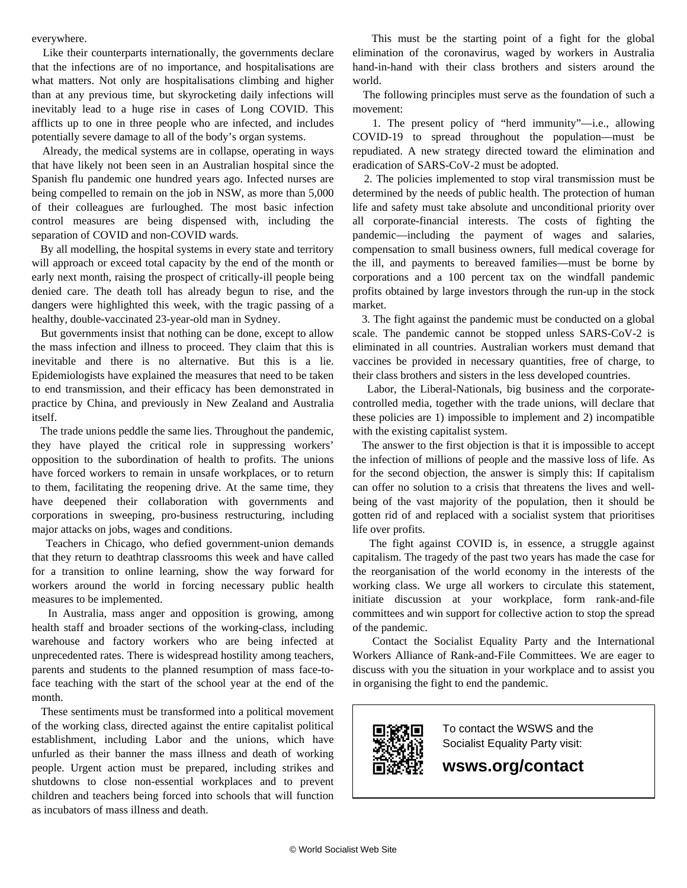everywhere.

Like their counterparts internationally, the governments declare that the infections are of no importance, and hospitalisations are what matters. Not only are hospitalisations climbing and higher than at any previous time, but skyrocketing daily infections will inevitably lead to a huge rise in cases of Long COVID. This afflicts up to one in three people who are infected, and includes potentially severe damage to all of the body's organ systems.

Already, the medical systems are in collapse, operating in ways that have likely not been seen in an Australian hospital since the Spanish flu pandemic one hundred years ago. Infected nurses are being compelled to remain on the job in NSW, as more than 5,000 of their colleagues are furloughed. The most basic infection control measures are being dispensed with, including the separation of COVID and non-COVID wards.

By all modelling, the hospital systems in every state and territory will approach or exceed total capacity by the end of the month or early next month, raising the prospect of critically-ill people being denied care. The death toll has already begun to rise, and the dangers were highlighted this week, with the tragic passing of a healthy, double-vaccinated 23-year-old man in Sydney.

But governments insist that nothing can be done, except to allow the mass infection and illness to proceed. They claim that this is inevitable and there is no alternative. But this is a lie. Epidemiologists have explained the measures that need to be taken to end transmission, and their efficacy has been demonstrated in practice by China, and previously in New Zealand and Australia itself.

The trade unions peddle the same lies. Throughout the pandemic, they have played the critical role in suppressing workers' opposition to the subordination of health to profits. The unions have forced workers to remain in unsafe workplaces, or to return to them, facilitating the reopening drive. At the same time, they have deepened their collaboration with governments and corporations in sweeping, pro-business restructuring, including major attacks on jobs, wages and conditions.

Teachers in Chicago, who defied government-union demands that they return to deathtrap classrooms this week and have called for a transition to online learning, show the way forward for workers around the world in forcing necessary public health measures to be implemented.

In Australia, mass anger and opposition is growing, among health staff and broader sections of the working-class, including warehouse and factory workers who are being infected at unprecedented rates. There is widespread hostility among teachers, parents and students to the planned resumption of mass face-to-face teaching with the start of the school year at the end of the month.

These sentiments must be transformed into a political movement of the working class, directed against the entire capitalist political establishment, including Labor and the unions, which have unfurled as their banner the mass illness and death of working people. Urgent action must be prepared, including strikes and shutdowns to close non-essential workplaces and to prevent children and teachers being forced into schools that will function as incubators of mass illness and death.

This must be the starting point of a fight for the global elimination of the coronavirus, waged by workers in Australia hand-in-hand with their class brothers and sisters around the world.

The following principles must serve as the foundation of such a movement:

1. The present policy of "herd immunity"—i.e., allowing COVID-19 to spread throughout the population—must be repudiated. A new strategy directed toward the elimination and eradication of SARS-CoV-2 must be adopted.

2. The policies implemented to stop viral transmission must be determined by the needs of public health. The protection of human life and safety must take absolute and unconditional priority over all corporate-financial interests. The costs of fighting the pandemic—including the payment of wages and salaries, compensation to small business owners, full medical coverage for the ill, and payments to bereaved families—must be borne by corporations and a 100 percent tax on the windfall pandemic profits obtained by large investors through the run-up in the stock market.

3. The fight against the pandemic must be conducted on a global scale. The pandemic cannot be stopped unless SARS-CoV-2 is eliminated in all countries. Australian workers must demand that vaccines be provided in necessary quantities, free of charge, to their class brothers and sisters in the less developed countries.

Labor, the Liberal-Nationals, big business and the corporate-controlled media, together with the trade unions, will declare that these policies are 1) impossible to implement and 2) incompatible with the existing capitalist system.

The answer to the first objection is that it is impossible to accept the infection of millions of people and the massive loss of life. As for the second objection, the answer is simply this: If capitalism can offer no solution to a crisis that threatens the lives and well-being of the vast majority of the population, then it should be gotten rid of and replaced with a socialist system that prioritises life over profits.

The fight against COVID is, in essence, a struggle against capitalism. The tragedy of the past two years has made the case for the reorganisation of the world economy in the interests of the working class. We urge all workers to circulate this statement, initiate discussion at your workplace, form rank-and-file committees and win support for collective action to stop the spread of the pandemic.

Contact the Socialist Equality Party and the International Workers Alliance of Rank-and-File Committees. We are eager to discuss with you the situation in your workplace and to assist you in organising the fight to end the pandemic.

To contact the WSWS and the Socialist Equality Party visit:

**wsws.org/contact**